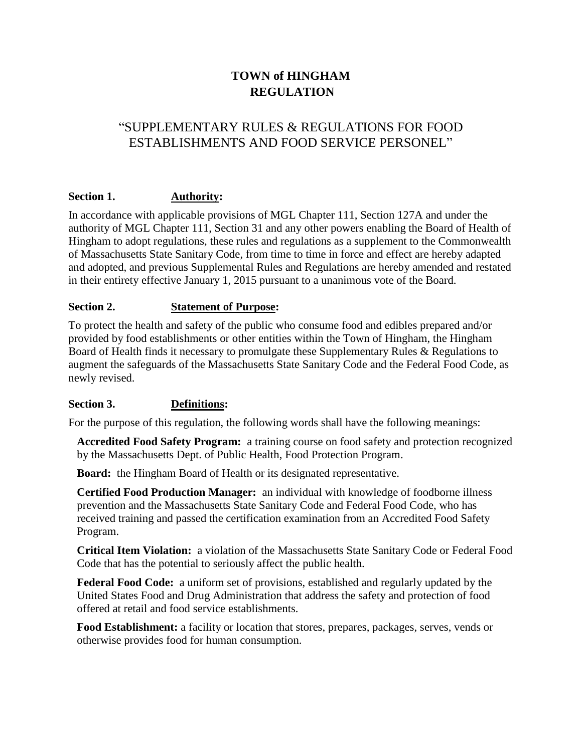# TOWN of HINGHAM
# REGULATION

## "SUPPLEMENTARY RULES & REGULATIONS FOR FOOD ESTABLISHMENTS AND FOOD SERVICE PERSONEL"

**Section 1. <u>Authority</u>:**

In accordance with applicable provisions of MGL Chapter 111, Section 127A and under the authority of MGL Chapter 111, Section 31 and any other powers enabling the Board of Health of Hingham to adopt regulations, these rules and regulations as a supplement to the Commonwealth of Massachusetts State Sanitary Code, from time to time in force and effect are hereby adapted and adopted, and previous Supplemental Rules and Regulations are hereby amended and restated in their entirety effective January 1, 2015 pursuant to a unanimous vote of the Board.

**Section 2. <u>Statement of Purpose</u>:**

To protect the health and safety of the public who consume food and edibles prepared and/or provided by food establishments or other entities within the Town of Hingham, the Hingham Board of Health finds it necessary to promulgate these Supplementary Rules & Regulations to augment the safeguards of the Massachusetts State Sanitary Code and the Federal Food Code, as newly revised.

**Section 3. <u>Definitions</u>:**

For the purpose of this regulation, the following words shall have the following meanings:

**Accredited Food Safety Program:** a training course on food safety and protection recognized by the Massachusetts Dept. of Public Health, Food Protection Program.

**Board:** the Hingham Board of Health or its designated representative.

**Certified Food Production Manager:** an individual with knowledge of foodborne illness prevention and the Massachusetts State Sanitary Code and Federal Food Code, who has received training and passed the certification examination from an Accredited Food Safety Program.

**Critical Item Violation:** a violation of the Massachusetts State Sanitary Code or Federal Food Code that has the potential to seriously affect the public health.

**Federal Food Code:** a uniform set of provisions, established and regularly updated by the United States Food and Drug Administration that address the safety and protection of food offered at retail and food service establishments.

**Food Establishment:** a facility or location that stores, prepares, packages, serves, vends or otherwise provides food for human consumption.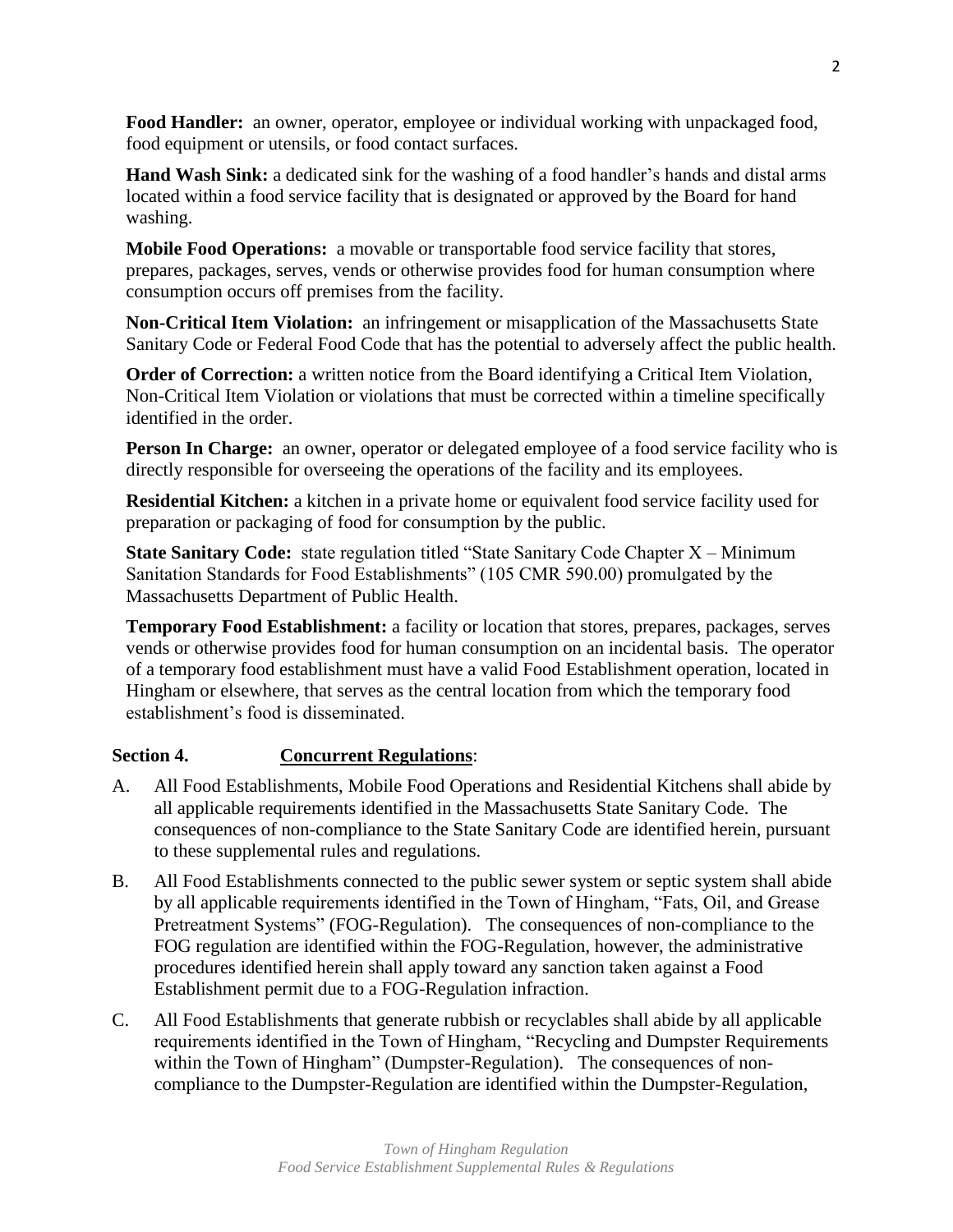**Food Handler:** an owner, operator, employee or individual working with unpackaged food, food equipment or utensils, or food contact surfaces.

**Hand Wash Sink:** a dedicated sink for the washing of a food handler's hands and distal arms located within a food service facility that is designated or approved by the Board for hand washing.

**Mobile Food Operations:** a movable or transportable food service facility that stores, prepares, packages, serves, vends or otherwise provides food for human consumption where consumption occurs off premises from the facility.

**Non-Critical Item Violation:** an infringement or misapplication of the Massachusetts State Sanitary Code or Federal Food Code that has the potential to adversely affect the public health.

**Order of Correction:** a written notice from the Board identifying a Critical Item Violation, Non-Critical Item Violation or violations that must be corrected within a timeline specifically identified in the order.

**Person In Charge:** an owner, operator or delegated employee of a food service facility who is directly responsible for overseeing the operations of the facility and its employees.

**Residential Kitchen:** a kitchen in a private home or equivalent food service facility used for preparation or packaging of food for consumption by the public.

**State Sanitary Code:** state regulation titled "State Sanitary Code Chapter X – Minimum Sanitation Standards for Food Establishments" (105 CMR 590.00) promulgated by the Massachusetts Department of Public Health.

**Temporary Food Establishment:** a facility or location that stores, prepares, packages, serves vends or otherwise provides food for human consumption on an incidental basis. The operator of a temporary food establishment must have a valid Food Establishment operation, located in Hingham or elsewhere, that serves as the central location from which the temporary food establishment's food is disseminated.

**Section 4. Concurrent Regulations**:

A. All Food Establishments, Mobile Food Operations and Residential Kitchens shall abide by all applicable requirements identified in the Massachusetts State Sanitary Code. The consequences of non-compliance to the State Sanitary Code are identified herein, pursuant to these supplemental rules and regulations.

B. All Food Establishments connected to the public sewer system or septic system shall abide by all applicable requirements identified in the Town of Hingham, "Fats, Oil, and Grease Pretreatment Systems" (FOG-Regulation). The consequences of non-compliance to the FOG regulation are identified within the FOG-Regulation, however, the administrative procedures identified herein shall apply toward any sanction taken against a Food Establishment permit due to a FOG-Regulation infraction.

C. All Food Establishments that generate rubbish or recyclables shall abide by all applicable requirements identified in the Town of Hingham, "Recycling and Dumpster Requirements within the Town of Hingham" (Dumpster-Regulation). The consequences of non-compliance to the Dumpster-Regulation are identified within the Dumpster-Regulation,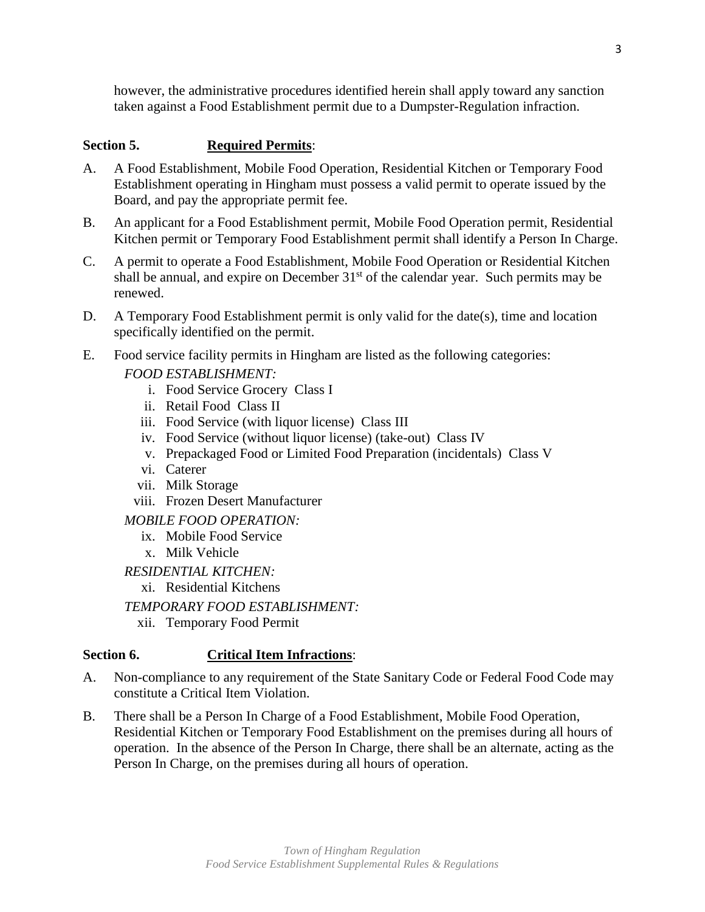however, the administrative procedures identified herein shall apply toward any sanction taken against a Food Establishment permit due to a Dumpster-Regulation infraction.

**Section 5. <u>Required Permits</u>**:

A. A Food Establishment, Mobile Food Operation, Residential Kitchen or Temporary Food Establishment operating in Hingham must possess a valid permit to operate issued by the Board, and pay the appropriate permit fee.

B. An applicant for a Food Establishment permit, Mobile Food Operation permit, Residential Kitchen permit or Temporary Food Establishment permit shall identify a Person In Charge.

C. A permit to operate a Food Establishment, Mobile Food Operation or Residential Kitchen shall be annual, and expire on December 31st of the calendar year. Such permits may be renewed.

D. A Temporary Food Establishment permit is only valid for the date(s), time and location specifically identified on the permit.

E. Food service facility permits in Hingham are listed as the following categories:

*FOOD ESTABLISHMENT:*

i. Food Service Grocery Class I
ii. Retail Food Class II
iii. Food Service (with liquor license) Class III
iv. Food Service (without liquor license) (take-out) Class IV
v. Prepackaged Food or Limited Food Preparation (incidentals) Class V
vi. Caterer
vii. Milk Storage
viii. Frozen Desert Manufacturer

*MOBILE FOOD OPERATION:*

ix. Mobile Food Service
x. Milk Vehicle

*RESIDENTIAL KITCHEN:*

xi. Residential Kitchens

*TEMPORARY FOOD ESTABLISHMENT:*

xii. Temporary Food Permit

**Section 6. <u>Critical Item Infractions</u>**:

A. Non-compliance to any requirement of the State Sanitary Code or Federal Food Code may constitute a Critical Item Violation.

B. There shall be a Person In Charge of a Food Establishment, Mobile Food Operation, Residential Kitchen or Temporary Food Establishment on the premises during all hours of operation. In the absence of the Person In Charge, there shall be an alternate, acting as the Person In Charge, on the premises during all hours of operation.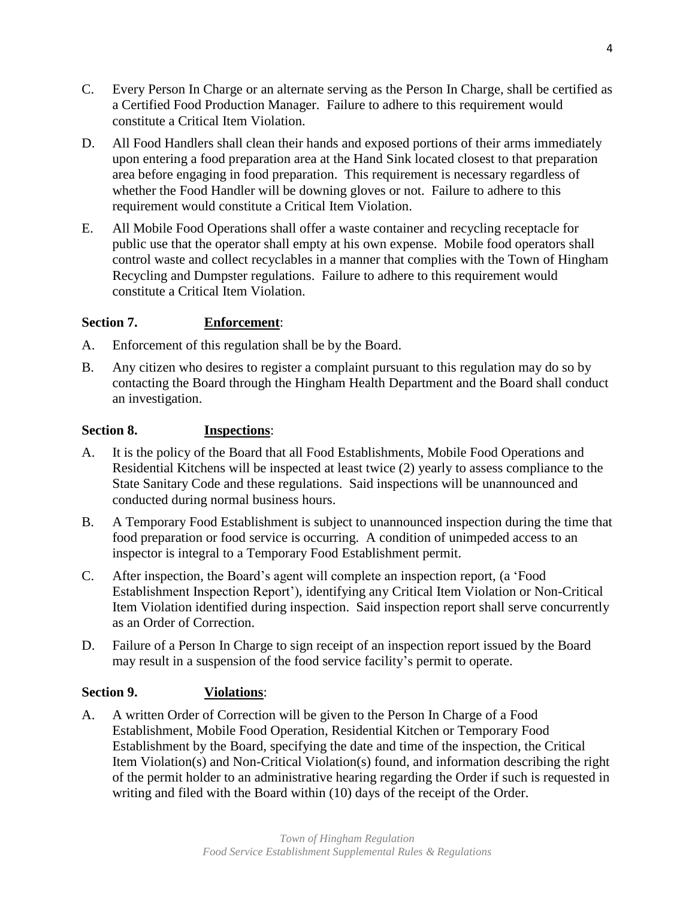C. Every Person In Charge or an alternate serving as the Person In Charge, shall be certified as a Certified Food Production Manager. Failure to adhere to this requirement would constitute a Critical Item Violation.

D. All Food Handlers shall clean their hands and exposed portions of their arms immediately upon entering a food preparation area at the Hand Sink located closest to that preparation area before engaging in food preparation. This requirement is necessary regardless of whether the Food Handler will be downing gloves or not. Failure to adhere to this requirement would constitute a Critical Item Violation.

E. All Mobile Food Operations shall offer a waste container and recycling receptacle for public use that the operator shall empty at his own expense. Mobile food operators shall control waste and collect recyclables in a manner that complies with the Town of Hingham Recycling and Dumpster regulations. Failure to adhere to this requirement would constitute a Critical Item Violation.

## Section 7. Enforcement:

A. Enforcement of this regulation shall be by the Board.

B. Any citizen who desires to register a complaint pursuant to this regulation may do so by contacting the Board through the Hingham Health Department and the Board shall conduct an investigation.

## Section 8. Inspections:

A. It is the policy of the Board that all Food Establishments, Mobile Food Operations and Residential Kitchens will be inspected at least twice (2) yearly to assess compliance to the State Sanitary Code and these regulations. Said inspections will be unannounced and conducted during normal business hours.

B. A Temporary Food Establishment is subject to unannounced inspection during the time that food preparation or food service is occurring. A condition of unimpeded access to an inspector is integral to a Temporary Food Establishment permit.

C. After inspection, the Board's agent will complete an inspection report, (a 'Food Establishment Inspection Report'), identifying any Critical Item Violation or Non-Critical Item Violation identified during inspection. Said inspection report shall serve concurrently as an Order of Correction.

D. Failure of a Person In Charge to sign receipt of an inspection report issued by the Board may result in a suspension of the food service facility's permit to operate.

## Section 9. Violations:

A. A written Order of Correction will be given to the Person In Charge of a Food Establishment, Mobile Food Operation, Residential Kitchen or Temporary Food Establishment by the Board, specifying the date and time of the inspection, the Critical Item Violation(s) and Non-Critical Violation(s) found, and information describing the right of the permit holder to an administrative hearing regarding the Order if such is requested in writing and filed with the Board within (10) days of the receipt of the Order.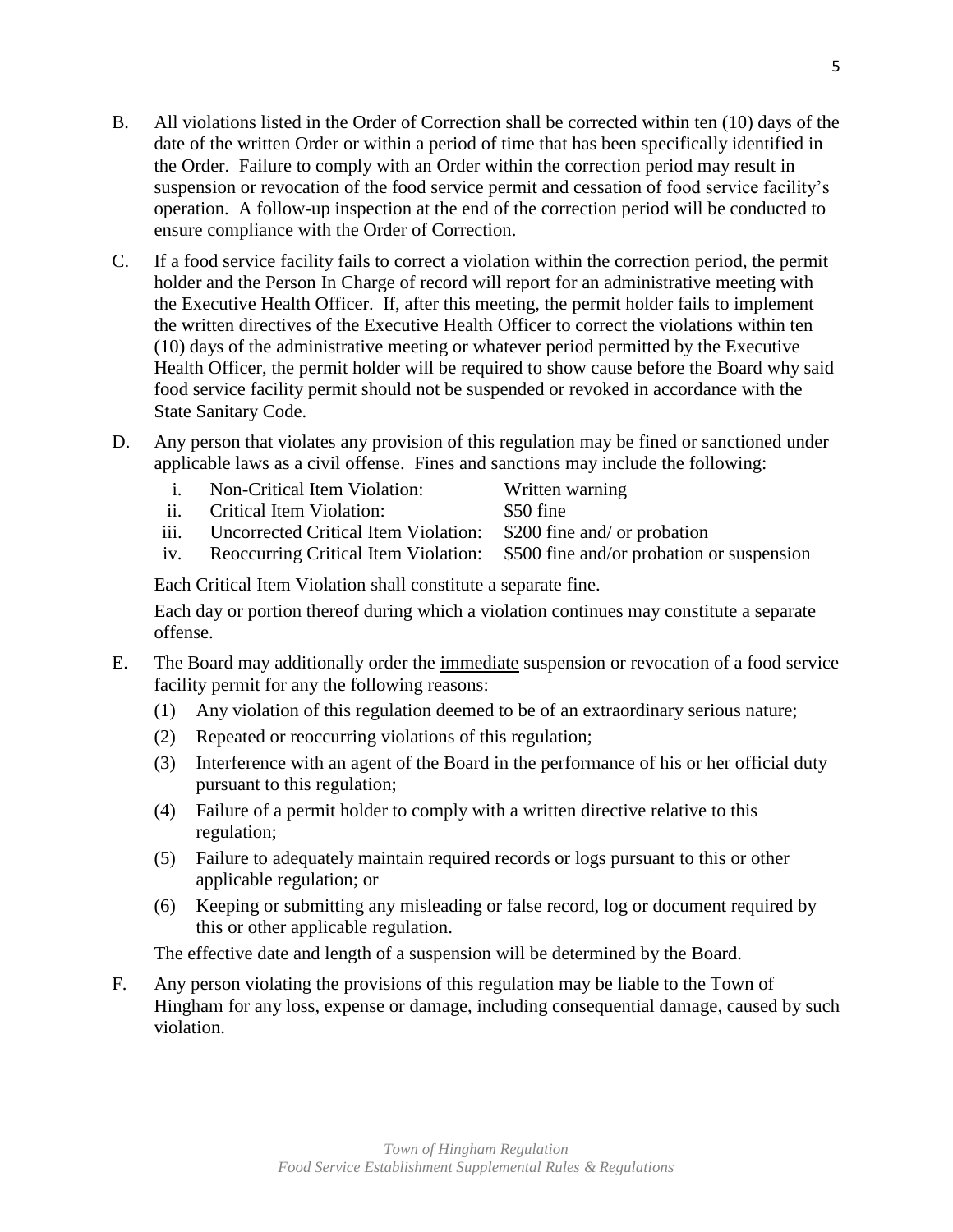B. All violations listed in the Order of Correction shall be corrected within ten (10) days of the date of the written Order or within a period of time that has been specifically identified in the Order. Failure to comply with an Order within the correction period may result in suspension or revocation of the food service permit and cessation of food service facility's operation. A follow-up inspection at the end of the correction period will be conducted to ensure compliance with the Order of Correction.

C. If a food service facility fails to correct a violation within the correction period, the permit holder and the Person In Charge of record will report for an administrative meeting with the Executive Health Officer. If, after this meeting, the permit holder fails to implement the written directives of the Executive Health Officer to correct the violations within ten (10) days of the administrative meeting or whatever period permitted by the Executive Health Officer, the permit holder will be required to show cause before the Board why said food service facility permit should not be suspended or revoked in accordance with the State Sanitary Code.

D. Any person that violates any provision of this regulation may be fined or sanctioned under applicable laws as a civil offense. Fines and sanctions may include the following:

| | | |
|---|---|---|
| i. | Non-Critical Item Violation: | Written warning |
| ii. | Critical Item Violation: | $50 fine |
| iii. | Uncorrected Critical Item Violation: | $200 fine and/ or probation |
| iv. | Reoccurring Critical Item Violation: | $500 fine and/or probation or suspension |

Each Critical Item Violation shall constitute a separate fine.

Each day or portion thereof during which a violation continues may constitute a separate offense.

E. The Board may additionally order the <u>immediate</u> suspension or revocation of a food service facility permit for any the following reasons:

(1) Any violation of this regulation deemed to be of an extraordinary serious nature;

(2) Repeated or reoccurring violations of this regulation;

(3) Interference with an agent of the Board in the performance of his or her official duty pursuant to this regulation;

(4) Failure of a permit holder to comply with a written directive relative to this regulation;

(5) Failure to adequately maintain required records or logs pursuant to this or other applicable regulation; or

(6) Keeping or submitting any misleading or false record, log or document required by this or other applicable regulation.

The effective date and length of a suspension will be determined by the Board.

F. Any person violating the provisions of this regulation may be liable to the Town of Hingham for any loss, expense or damage, including consequential damage, caused by such violation.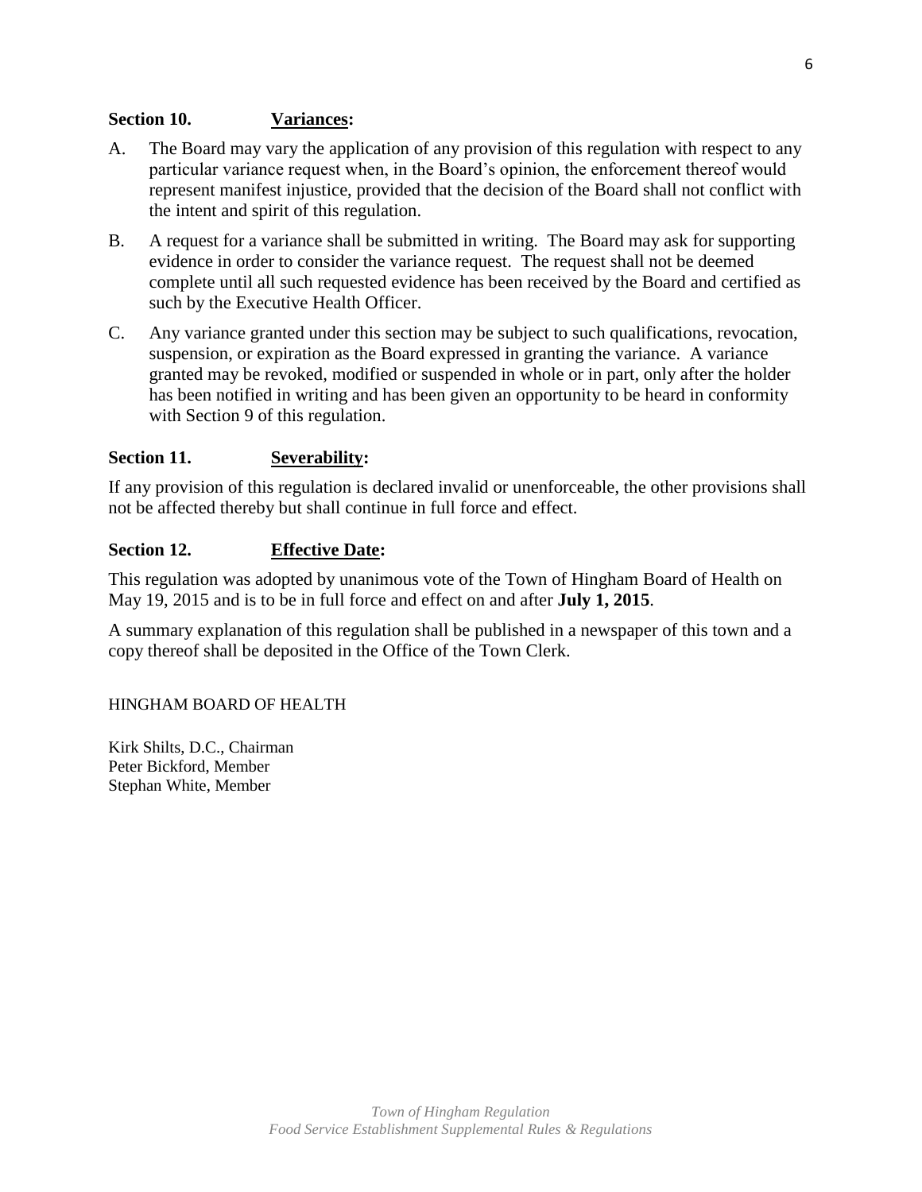## Section 10. Variances:

A. The Board may vary the application of any provision of this regulation with respect to any particular variance request when, in the Board's opinion, the enforcement thereof would represent manifest injustice, provided that the decision of the Board shall not conflict with the intent and spirit of this regulation.

B. A request for a variance shall be submitted in writing. The Board may ask for supporting evidence in order to consider the variance request. The request shall not be deemed complete until all such requested evidence has been received by the Board and certified as such by the Executive Health Officer.

C. Any variance granted under this section may be subject to such qualifications, revocation, suspension, or expiration as the Board expressed in granting the variance. A variance granted may be revoked, modified or suspended in whole or in part, only after the holder has been notified in writing and has been given an opportunity to be heard in conformity with Section 9 of this regulation.

## Section 11. Severability:

If any provision of this regulation is declared invalid or unenforceable, the other provisions shall not be affected thereby but shall continue in full force and effect.

## Section 12. Effective Date:

This regulation was adopted by unanimous vote of the Town of Hingham Board of Health on May 19, 2015 and is to be in full force and effect on and after **July 1, 2015**.

A summary explanation of this regulation shall be published in a newspaper of this town and a copy thereof shall be deposited in the Office of the Town Clerk.

HINGHAM BOARD OF HEALTH

Kirk Shilts, D.C., Chairman
Peter Bickford, Member
Stephan White, Member